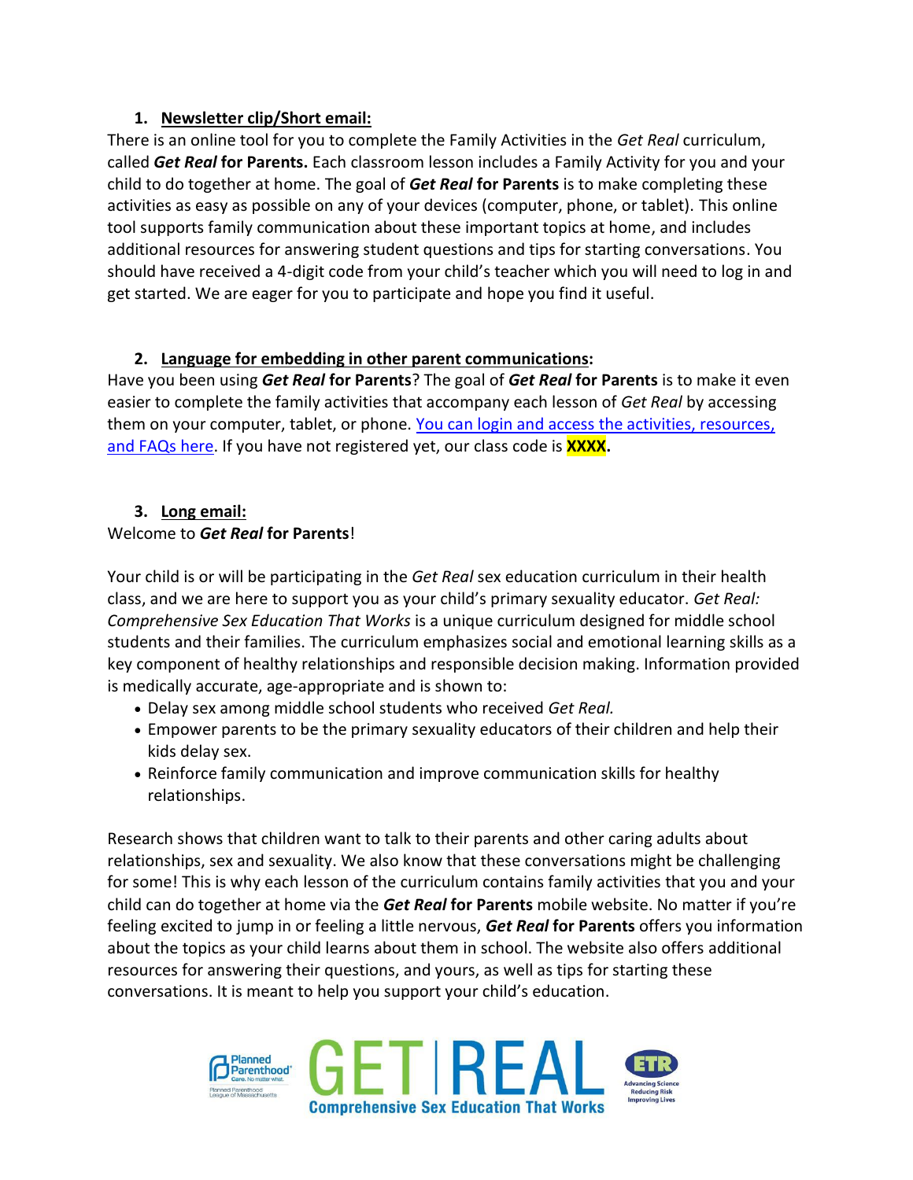1. **Newsletter clip/Short email:**

There is an online tool for you to complete the Family Activities in the *Get Real* curriculum, called ***Get Real* for Parents.** Each classroom lesson includes a Family Activity for you and your child to do together at home. The goal of ***Get Real* for Parents** is to make completing these activities as easy as possible on any of your devices (computer, phone, or tablet). This online tool supports family communication about these important topics at home, and includes additional resources for answering student questions and tips for starting conversations. You should have received a 4-digit code from your child's teacher which you will need to log in and get started. We are eager for you to participate and hope you find it useful.

2. **Language for embedding in other parent communications:**

Have you been using ***Get Real* for Parents**? The goal of ***Get Real* for Parents** is to make it even easier to complete the family activities that accompany each lesson of *Get Real* by accessing them on your computer, tablet, or phone. You can login and access the activities, resources, and FAQs here. If you have not registered yet, our class code is **XXXX.**

3. **Long email:**

Welcome to ***Get Real* for Parents**!

Your child is or will be participating in the *Get Real* sex education curriculum in their health class, and we are here to support you as your child's primary sexuality educator. *Get Real: Comprehensive Sex Education That Works* is a unique curriculum designed for middle school students and their families. The curriculum emphasizes social and emotional learning skills as a key component of healthy relationships and responsible decision making. Information provided is medically accurate, age-appropriate and is shown to:

- Delay sex among middle school students who received *Get Real.*
- Empower parents to be the primary sexuality educators of their children and help their kids delay sex.
- Reinforce family communication and improve communication skills for healthy relationships.

Research shows that children want to talk to their parents and other caring adults about relationships, sex and sexuality. We also know that these conversations might be challenging for some! This is why each lesson of the curriculum contains family activities that you and your child can do together at home via the ***Get Real* for Parents** mobile website. No matter if you're feeling excited to jump in or feeling a little nervous, ***Get Real* for Parents** offers you information about the topics as your child learns about them in school. The website also offers additional resources for answering their questions, and yours, as well as tips for starting these conversations. It is meant to help you support your child's education.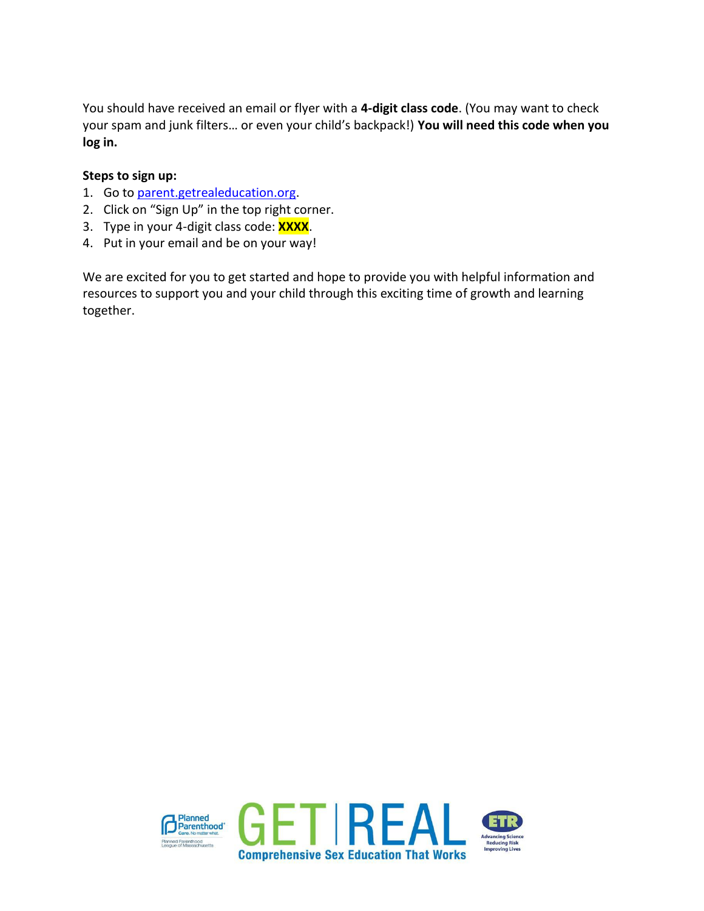You should have received an email or flyer with a **4-digit class code**. (You may want to check your spam and junk filters… or even your child's backpack!) **You will need this code when you log in.**

**Steps to sign up:**

1. Go to parent.getrealeducation.org.
2. Click on "Sign Up" in the top right corner.
3. Type in your 4-digit class code: **XXXX**.
4. Put in your email and be on your way!

We are excited for you to get started and hope to provide you with helpful information and resources to support you and your child through this exciting time of growth and learning together.

Planned Parenthood® Care. No matter what.
Planned Parenthood League of Massachusetts

GET | REAL
Comprehensive Sex Education That Works

ETR
Advancing Science
Reducing Risk
Improving Lives